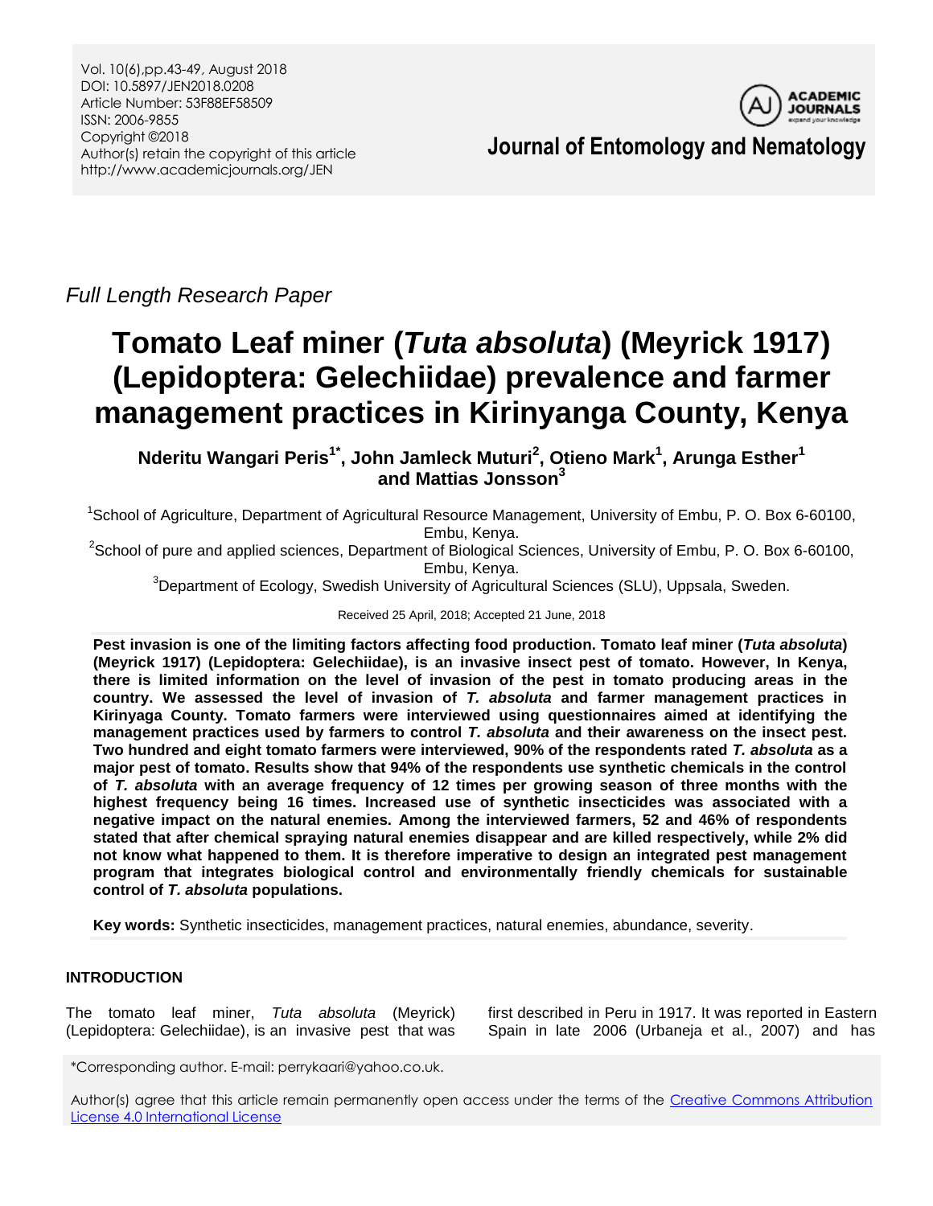Full Length Research Paper

# Tomato Leaf miner (*Tuta absoluta*) (Meyrick 1917) (Lepidoptera: Gelechiidae) prevalence and farmer management practices in Kirinyanga County, Kenya

**Nderitu Wangari Peris[1*], John Jamleck Muturi[2], Otieno Mark[1], Arunga Esther[1] and Mattias Jonsson[3]**

[1]School of Agriculture, Department of Agricultural Resource Management, University of Embu, P. O. Box 6-60100, Embu, Kenya.

[2]School of pure and applied sciences, Department of Biological Sciences, University of Embu, P. O. Box 6-60100, Embu, Kenya.

[3]Department of Ecology, Swedish University of Agricultural Sciences (SLU), Uppsala, Sweden.

Received 25 April, 2018; Accepted 21 June, 2018

**Pest invasion is one of the limiting factors affecting food production. Tomato leaf miner (*Tuta absoluta*) (Meyrick 1917) (Lepidoptera: Gelechiidae), is an invasive insect pest of tomato. However, In Kenya, there is limited information on the level of invasion of the pest in tomato producing areas in the country. We assessed the level of invasion of *T. absoluta* and farmer management practices in Kirinyaga County. Tomato farmers were interviewed using questionnaires aimed at identifying the management practices used by farmers to control *T. absoluta* and their awareness on the insect pest. Two hundred and eight tomato farmers were interviewed, 90% of the respondents rated *T. absoluta* as a major pest of tomato. Results show that 94% of the respondents use synthetic chemicals in the control of *T. absoluta* with an average frequency of 12 times per growing season of three months with the highest frequency being 16 times. Increased use of synthetic insecticides was associated with a negative impact on the natural enemies. Among the interviewed farmers, 52 and 46% of respondents stated that after chemical spraying natural enemies disappear and are killed respectively, while 2% did not know what happened to them. It is therefore imperative to design an integrated pest management program that integrates biological control and environmentally friendly chemicals for sustainable control of *T. absoluta* populations.**

**Key words:** Synthetic insecticides, management practices, natural enemies, abundance, severity.

## INTRODUCTION

The tomato leaf miner, *Tuta absoluta* (Meyrick) (Lepidoptera: Gelechiidae), is an invasive pest that was first described in Peru in 1917. It was reported in Eastern Spain in late 2006 (Urbaneja et al., 2007) and has

*Corresponding author. E-mail: perrykaari@yahoo.co.uk.

Author(s) agree that this article remain permanently open access under the terms of the Creative Commons Attribution License 4.0 International License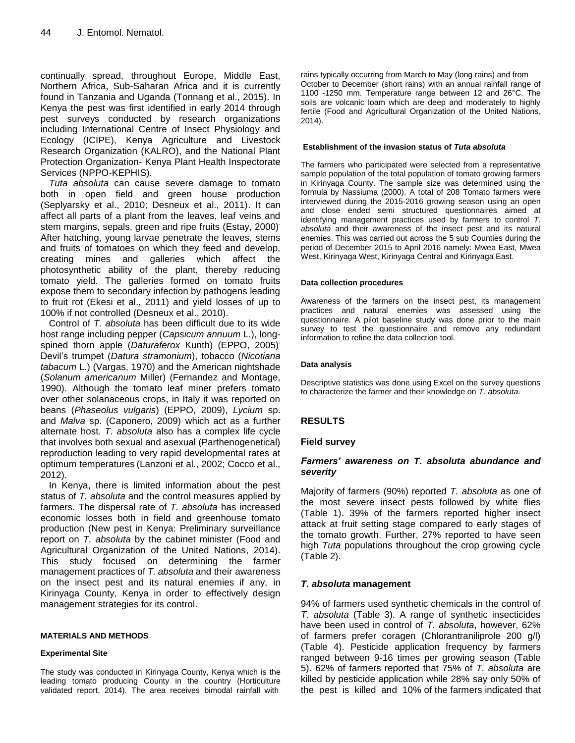continually spread, throughout Europe, Middle East, Northern Africa, Sub-Saharan Africa and it is currently found in Tanzania and Uganda (Tonnang et al., 2015). In Kenya the pest was first identified in early 2014 through pest surveys conducted by research organizations including International Centre of Insect Physiology and Ecology (ICIPE), Kenya Agriculture and Livestock Research Organization (KALRO), and the National Plant Protection Organization- Kenya Plant Health Inspectorate Services (NPPO-KEPHIS).

*Tuta absoluta* can cause severe damage to tomato both in open field and green house production (Seplyarsky et al., 2010; Desneux et al., 2011). It can affect all parts of a plant from the leaves, leaf veins and stem margins, sepals, green and ripe fruits (Estay, 2000). After hatching, young larvae penetrate the leaves, stems and fruits of tomatoes on which they feed and develop, creating mines and galleries which affect the photosynthetic ability of the plant, thereby reducing tomato yield. The galleries formed on tomato fruits expose them to secondary infection by pathogens leading to fruit rot (Ekesi et al., 2011) and yield losses of up to 100% if not controlled (Desneux et al., 2010).

Control of *T. absoluta* has been difficult due to its wide host range including pepper (*Capsicum annuum* L.), long-spined thorn apple (*Daturaferox* Kunth) (EPPO, 2005), Devil's trumpet (*Datura stramonium*), tobacco (*Nicotiana tabacum* L.) (Vargas, 1970) and the American nightshade (*Solanum americanum* Miller) (Fernandez and Montage, 1990). Although the tomato leaf miner prefers tomato over other solanaceous crops, in Italy it was reported on beans (*Phaseolus vulgaris*) (EPPO, 2009), *Lycium* sp. and *Malva* sp. (Caponero, 2009) which act as a further alternate host. *T. absoluta* also has a complex life cycle that involves both sexual and asexual (Parthenogenetical) reproduction leading to very rapid developmental rates at optimum temperatures (Lanzoni et al., 2002; Cocco et al., 2012).

In Kenya, there is limited information about the pest status of *T. absoluta* and the control measures applied by farmers. The dispersal rate of *T. absoluta* has increased economic losses both in field and greenhouse tomato production (New pest in Kenya: Preliminary surveillance report on *T. absoluta* by the cabinet minister (Food and Agricultural Organization of the United Nations, 2014). This study focused on determining the farmer management practices of *T. absoluta* and their awareness on the insect pest and its natural enemies if any, in Kirinyaga County, Kenya in order to effectively design management strategies for its control.

## MATERIALS AND METHODS

### Experimental Site

The study was conducted in Kirinyaga County, Kenya which is the leading tomato producing County in the country (Horticulture validated report, 2014). The area receives bimodal rainfall with rains typically occurring from March to May (long rains) and from October to December (short rains) with an annual rainfall range of 1100 -1250 mm. Temperature range between 12 and 26°C. The soils are volcanic loam which are deep and moderately to highly fertile (Food and Agricultural Organization of the United Nations, 2014).

### Establishment of the invasion status of *Tuta absoluta*

The farmers who participated were selected from a representative sample population of the total population of tomato growing farmers in Kirinyaga County. The sample size was determined using the formula by Nassiuma (2000). A total of 208 Tomato farmers were interviewed during the 2015-2016 growing season using an open and close ended semi structured questionnaires aimed at identifying management practices used by farmers to control *T. absoluta* and their awareness of the insect pest and its natural enemies. This was carried out across the 5 sub Counties during the period of December 2015 to April 2016 namely: Mwea East, Mwea West, Kirinyaga West, Kirinyaga Central and Kirinyaga East.

### Data collection procedures

Awareness of the farmers on the insect pest, its management practices and natural enemies was assessed using the questionnaire. A pilot baseline study was done prior to the main survey to test the questionnaire and remove any redundant information to refine the data collection tool.

### Data analysis

Descriptive statistics was done using Excel on the survey questions to characterize the farmer and their knowledge on *T. absoluta*.

## RESULTS

### Field survey

### *Farmers' awareness on T. absoluta abundance and severity*

Majority of farmers (90%) reported *T. absoluta* as one of the most severe insect pests followed by white flies (Table 1). 39% of the farmers reported higher insect attack at fruit setting stage compared to early stages of the tomato growth. Further, 27% reported to have seen high *Tuta* populations throughout the crop growing cycle (Table 2).

### *T. absoluta* management

94% of farmers used synthetic chemicals in the control of *T. absoluta* (Table 3). A range of synthetic insecticides have been used in control of *T. absoluta*, however, 62% of farmers prefer coragen (Chlorantraniliprole 200 g/l) (Table 4). Pesticide application frequency by farmers ranged between 9-16 times per growing season (Table 5). 62% of farmers reported that 75% of *T. absoluta* are killed by pesticide application while 28% say only 50% of the pest is killed and 10% of the farmers indicated that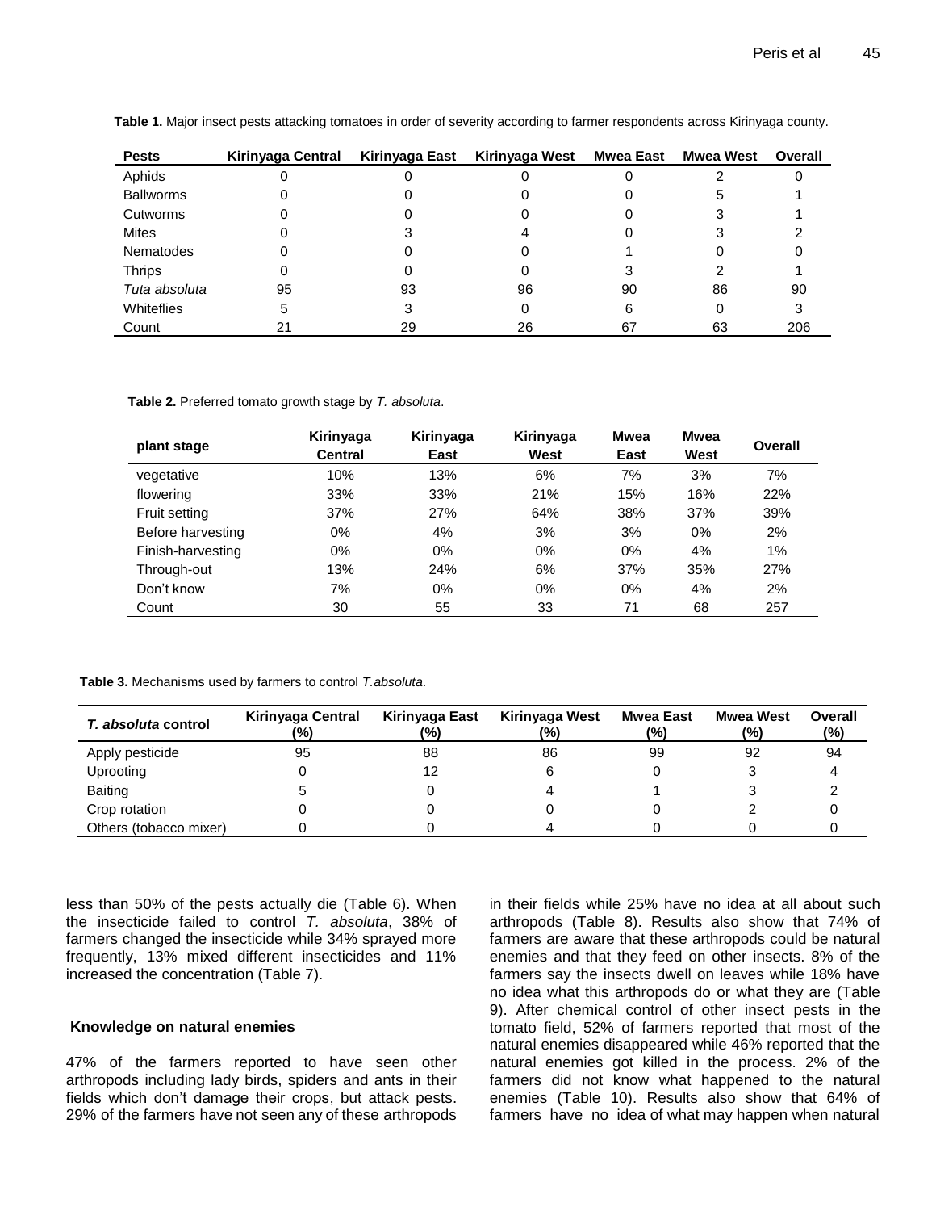**Table 1.** Major insect pests attacking tomatoes in order of severity according to farmer respondents across Kirinyaga county.

| Pests | Kirinyaga Central | Kirinyaga East | Kirinyaga West | Mwea East | Mwea West | Overall |
|---|---|---|---|---|---|---|
| Aphids | 0 | 0 | 0 | 0 | 2 | 0 |
| Ballworms | 0 | 0 | 0 | 0 | 5 | 1 |
| Cutworms | 0 | 0 | 0 | 0 | 3 | 1 |
| Mites | 0 | 3 | 4 | 0 | 3 | 2 |
| Nematodes | 0 | 0 | 0 | 1 | 0 | 0 |
| Thrips | 0 | 0 | 0 | 3 | 2 | 1 |
| *Tuta absoluta* | 95 | 93 | 96 | 90 | 86 | 90 |
| Whiteflies | 5 | 3 | 0 | 6 | 0 | 3 |
| Count | 21 | 29 | 26 | 67 | 63 | 206 |

**Table 2.** Preferred tomato growth stage by *T. absoluta*.

| plant stage | Kirinyaga Central | Kirinyaga East | Kirinyaga West | Mwea East | Mwea West | Overall |
|---|---|---|---|---|---|---|
| vegetative | 10% | 13% | 6% | 7% | 3% | 7% |
| flowering | 33% | 33% | 21% | 15% | 16% | 22% |
| Fruit setting | 37% | 27% | 64% | 38% | 37% | 39% |
| Before harvesting | 0% | 4% | 3% | 3% | 0% | 2% |
| Finish-harvesting | 0% | 0% | 0% | 0% | 4% | 1% |
| Through-out | 13% | 24% | 6% | 37% | 35% | 27% |
| Don't know | 7% | 0% | 0% | 0% | 4% | 2% |
| Count | 30 | 55 | 33 | 71 | 68 | 257 |

**Table 3.** Mechanisms used by farmers to control *T.absoluta*.

| *T. absoluta* control | Kirinyaga Central (%) | Kirinyaga East (%) | Kirinyaga West (%) | Mwea East (%) | Mwea West (%) | Overall (%) |
|---|---|---|---|---|---|---|
| Apply pesticide | 95 | 88 | 86 | 99 | 92 | 94 |
| Uprooting | 0 | 12 | 6 | 0 | 3 | 4 |
| Baiting | 5 | 0 | 4 | 1 | 3 | 2 |
| Crop rotation | 0 | 0 | 0 | 0 | 2 | 0 |
| Others (tobacco mixer) | 0 | 0 | 4 | 0 | 0 | 0 |

less than 50% of the pests actually die (Table 6). When the insecticide failed to control *T. absoluta*, 38% of farmers changed the insecticide while 34% sprayed more frequently, 13% mixed different insecticides and 11% increased the concentration (Table 7).

### Knowledge on natural enemies

47% of the farmers reported to have seen other arthropods including lady birds, spiders and ants in their fields which don't damage their crops, but attack pests. 29% of the farmers have not seen any of these arthropods in their fields while 25% have no idea at all about such arthropods (Table 8). Results also show that 74% of farmers are aware that these arthropods could be natural enemies and that they feed on other insects. 8% of the farmers say the insects dwell on leaves while 18% have no idea what this arthropods do or what they are (Table 9). After chemical control of other insect pests in the tomato field, 52% of farmers reported that most of the natural enemies disappeared while 46% reported that the natural enemies got killed in the process. 2% of the farmers did not know what happened to the natural enemies (Table 10). Results also show that 64% of farmers have no idea of what may happen when natural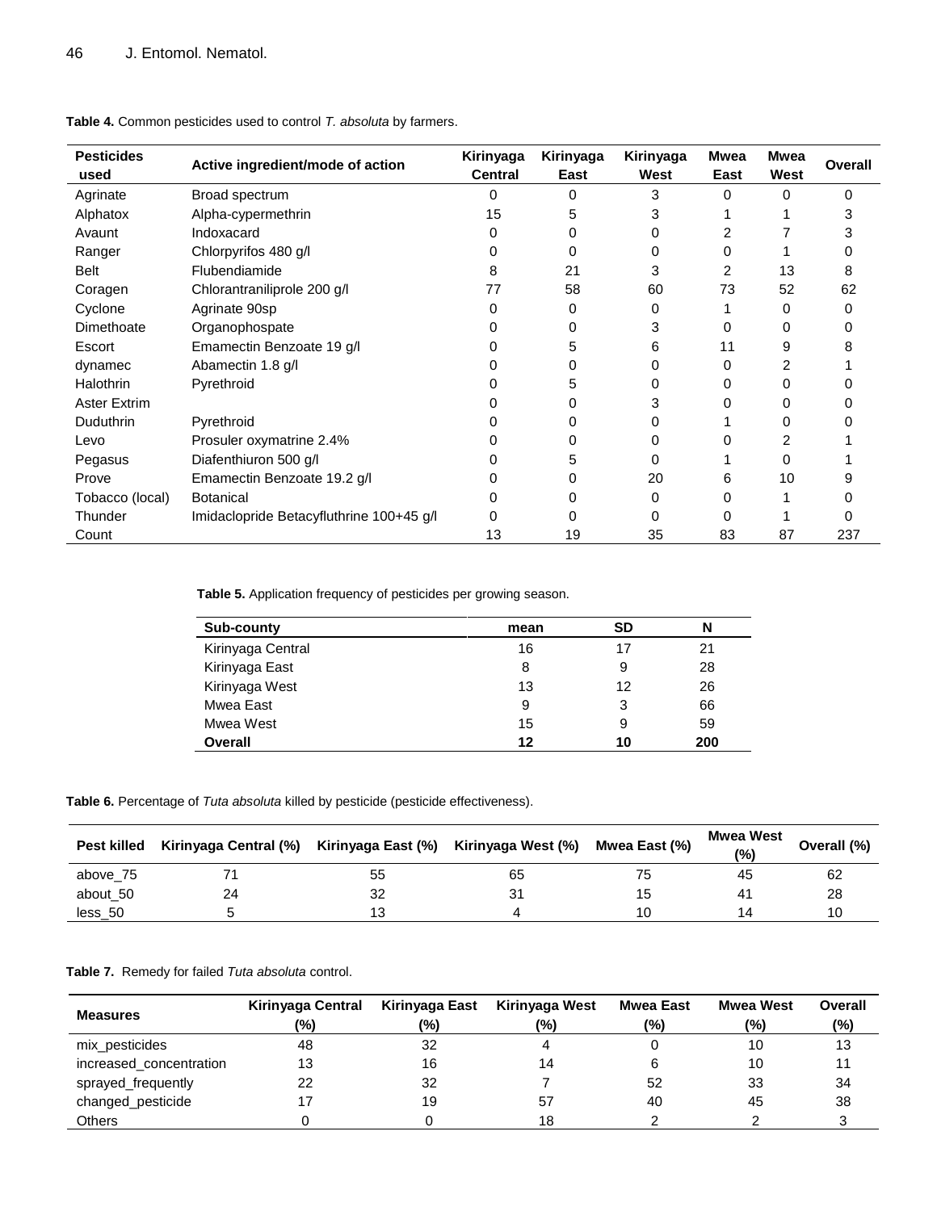**Table 4.** Common pesticides used to control *T. absoluta* by farmers.

| Pesticides used | Active ingredient/mode of action | Kirinyaga Central | Kirinyaga East | Kirinyaga West | Mwea East | Mwea West | Overall |
|---|---|---|---|---|---|---|---|
| Agrinate | Broad spectrum | 0 | 0 | 3 | 0 | 0 | 0 |
| Alphatox | Alpha-cypermethrin | 15 | 5 | 3 | 1 | 1 | 3 |
| Avaunt | Indoxacard | 0 | 0 | 0 | 2 | 7 | 3 |
| Ranger | Chlorpyrifos 480 g/l | 0 | 0 | 0 | 0 | 1 | 0 |
| Belt | Flubendiamide | 8 | 21 | 3 | 2 | 13 | 8 |
| Coragen | Chlorantraniliprole 200 g/l | 77 | 58 | 60 | 73 | 52 | 62 |
| Cyclone | Agrinate 90sp | 0 | 0 | 0 | 1 | 0 | 0 |
| Dimethoate | Organophospate | 0 | 0 | 3 | 0 | 0 | 0 |
| Escort | Emamectin Benzoate 19 g/l | 0 | 5 | 6 | 11 | 9 | 8 |
| dynamec | Abamectin 1.8 g/l | 0 | 0 | 0 | 0 | 2 | 1 |
| Halothrin | Pyrethroid | 0 | 5 | 0 | 0 | 0 | 0 |
| Aster Extrim | | 0 | 0 | 3 | 0 | 0 | 0 |
| Duduthrin | Pyrethroid | 0 | 0 | 0 | 1 | 0 | 0 |
| Levo | Prosuler oxymatrine 2.4% | 0 | 0 | 0 | 0 | 2 | 1 |
| Pegasus | Diafenthiuron 500 g/l | 0 | 5 | 0 | 1 | 0 | 1 |
| Prove | Emamectin Benzoate 19.2 g/l | 0 | 0 | 20 | 6 | 10 | 9 |
| Tobacco (local) | Botanical | 0 | 0 | 0 | 0 | 1 | 0 |
| Thunder | Imidaclopride Betacyfluthrine 100+45 g/l | 0 | 0 | 0 | 0 | 1 | 0 |
| Count | | 13 | 19 | 35 | 83 | 87 | 237 |

**Table 5.** Application frequency of pesticides per growing season.

| Sub-county | mean | SD | N |
|---|---|---|---|
| Kirinyaga Central | 16 | 17 | 21 |
| Kirinyaga East | 8 | 9 | 28 |
| Kirinyaga West | 13 | 12 | 26 |
| Mwea East | 9 | 3 | 66 |
| Mwea West | 15 | 9 | 59 |
| **Overall** | **12** | **10** | **200** |

**Table 6.** Percentage of *Tuta absoluta* killed by pesticide (pesticide effectiveness).

| Pest killed | Kirinyaga Central (%) | Kirinyaga East (%) | Kirinyaga West (%) | Mwea East (%) | Mwea West (%) | Overall (%) |
|---|---|---|---|---|---|---|
| above_75 | 71 | 55 | 65 | 75 | 45 | 62 |
| about_50 | 24 | 32 | 31 | 15 | 41 | 28 |
| less_50 | 5 | 13 | 4 | 10 | 14 | 10 |

**Table 7.** Remedy for failed *Tuta absoluta* control.

| Measures | Kirinyaga Central (%) | Kirinyaga East (%) | Kirinyaga West (%) | Mwea East (%) | Mwea West (%) | Overall (%) |
|---|---|---|---|---|---|---|
| mix_pesticides | 48 | 32 | 4 | 0 | 10 | 13 |
| increased_concentration | 13 | 16 | 14 | 6 | 10 | 11 |
| sprayed_frequently | 22 | 32 | 7 | 52 | 33 | 34 |
| changed_pesticide | 17 | 19 | 57 | 40 | 45 | 38 |
| Others | 0 | 0 | 18 | 2 | 2 | 3 |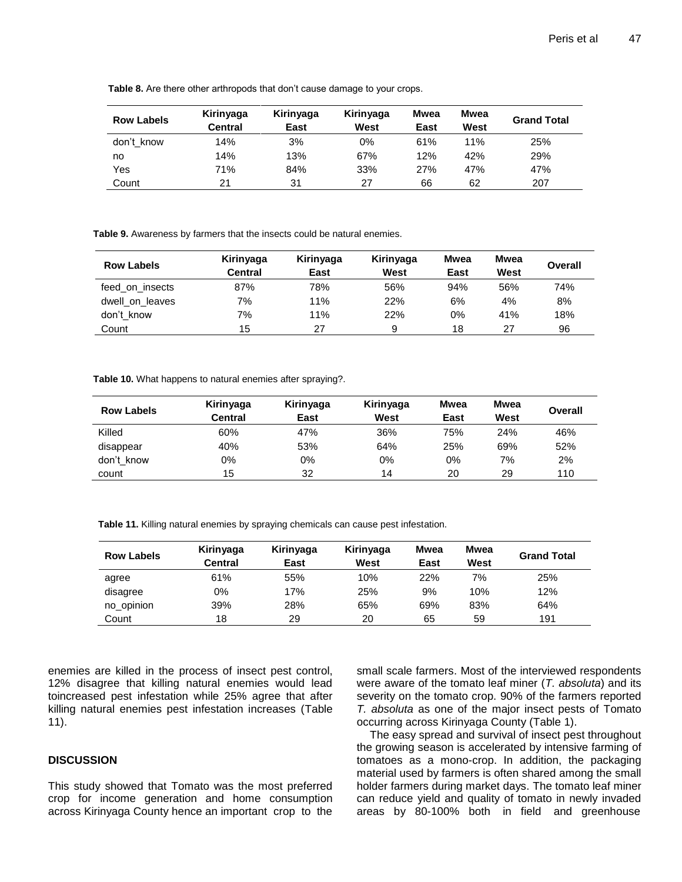**Table 8.** Are there other arthropods that don't cause damage to your crops.

| Row Labels | Kirinyaga Central | Kirinyaga East | Kirinyaga West | Mwea East | Mwea West | Grand Total |
|---|---|---|---|---|---|---|
| don't_know | 14% | 3% | 0% | 61% | 11% | 25% |
| no | 14% | 13% | 67% | 12% | 42% | 29% |
| Yes | 71% | 84% | 33% | 27% | 47% | 47% |
| Count | 21 | 31 | 27 | 66 | 62 | 207 |

**Table 9.** Awareness by farmers that the insects could be natural enemies.

| Row Labels | Kirinyaga Central | Kirinyaga East | Kirinyaga West | Mwea East | Mwea West | Overall |
|---|---|---|---|---|---|---|
| feed_on_insects | 87% | 78% | 56% | 94% | 56% | 74% |
| dwell_on_leaves | 7% | 11% | 22% | 6% | 4% | 8% |
| don't_know | 7% | 11% | 22% | 0% | 41% | 18% |
| Count | 15 | 27 | 9 | 18 | 27 | 96 |

**Table 10.** What happens to natural enemies after spraying?.

| Row Labels | Kirinyaga Central | Kirinyaga East | Kirinyaga West | Mwea East | Mwea West | Overall |
|---|---|---|---|---|---|---|
| Killed | 60% | 47% | 36% | 75% | 24% | 46% |
| disappear | 40% | 53% | 64% | 25% | 69% | 52% |
| don't_know | 0% | 0% | 0% | 0% | 7% | 2% |
| count | 15 | 32 | 14 | 20 | 29 | 110 |

**Table 11.** Killing natural enemies by spraying chemicals can cause pest infestation.

| Row Labels | Kirinyaga Central | Kirinyaga East | Kirinyaga West | Mwea East | Mwea West | Grand Total |
|---|---|---|---|---|---|---|
| agree | 61% | 55% | 10% | 22% | 7% | 25% |
| disagree | 0% | 17% | 25% | 9% | 10% | 12% |
| no_opinion | 39% | 28% | 65% | 69% | 83% | 64% |
| Count | 18 | 29 | 20 | 65 | 59 | 191 |

enemies are killed in the process of insect pest control, 12% disagree that killing natural enemies would lead toincreased pest infestation while 25% agree that after killing natural enemies pest infestation increases (Table 11).

## DISCUSSION

This study showed that Tomato was the most preferred crop for income generation and home consumption across Kirinyaga County hence an important crop to the small scale farmers. Most of the interviewed respondents were aware of the tomato leaf miner (*T. absoluta*) and its severity on the tomato crop. 90% of the farmers reported *T. absoluta* as one of the major insect pests of Tomato occurring across Kirinyaga County (Table 1).

The easy spread and survival of insect pest throughout the growing season is accelerated by intensive farming of tomatoes as a mono-crop. In addition, the packaging material used by farmers is often shared among the small holder farmers during market days. The tomato leaf miner can reduce yield and quality of tomato in newly invaded areas by 80-100% both in field and greenhouse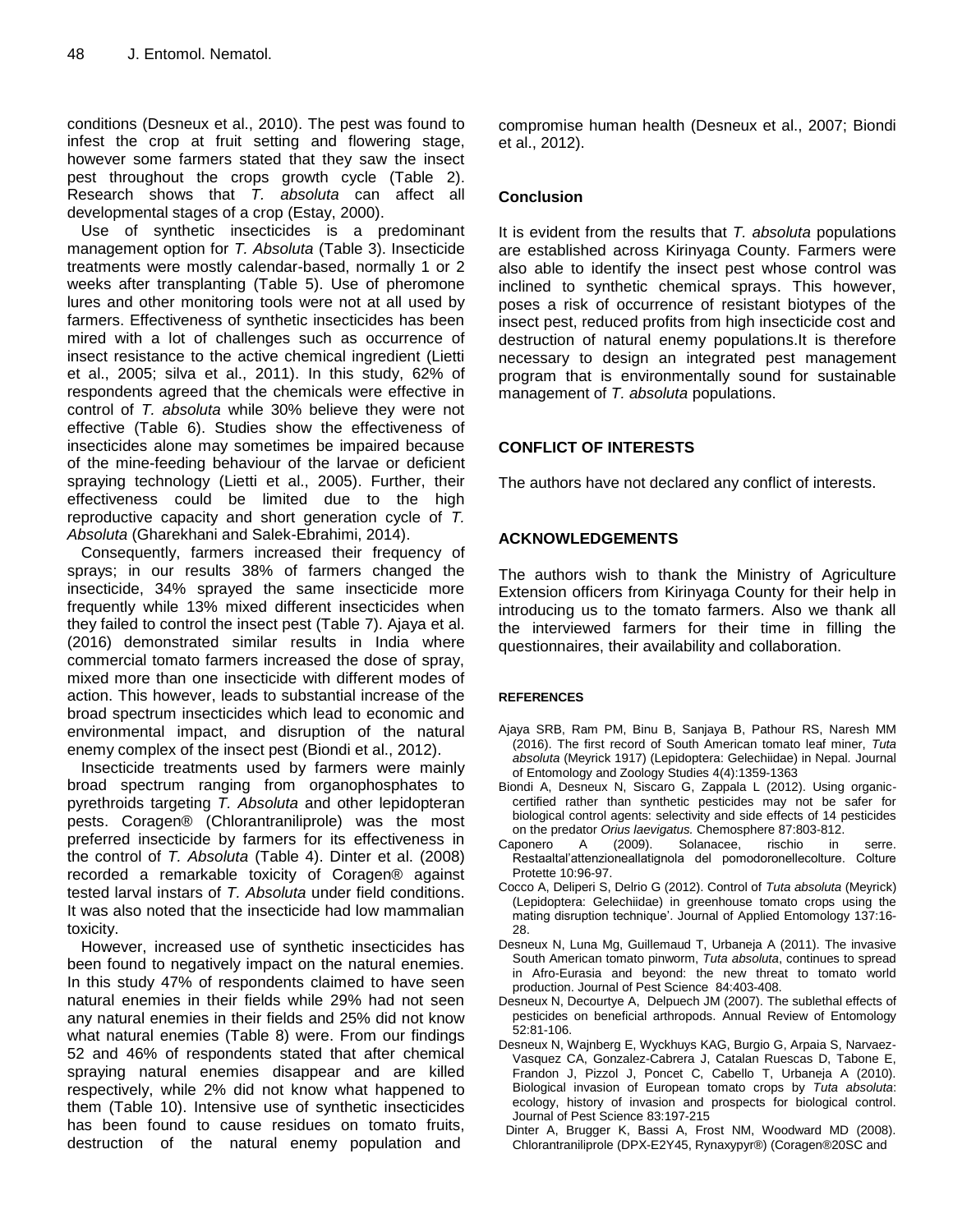conditions (Desneux et al., 2010). The pest was found to infest the crop at fruit setting and flowering stage, however some farmers stated that they saw the insect pest throughout the crops growth cycle (Table 2). Research shows that *T. absoluta* can affect all developmental stages of a crop (Estay, 2000).

Use of synthetic insecticides is a predominant management option for *T. Absoluta* (Table 3). Insecticide treatments were mostly calendar-based, normally 1 or 2 weeks after transplanting (Table 5). Use of pheromone lures and other monitoring tools were not at all used by farmers. Effectiveness of synthetic insecticides has been mired with a lot of challenges such as occurrence of insect resistance to the active chemical ingredient (Lietti et al., 2005; silva et al., 2011). In this study, 62% of respondents agreed that the chemicals were effective in control of *T. absoluta* while 30% believe they were not effective (Table 6). Studies show the effectiveness of insecticides alone may sometimes be impaired because of the mine-feeding behaviour of the larvae or deficient spraying technology (Lietti et al., 2005). Further, their effectiveness could be limited due to the high reproductive capacity and short generation cycle of *T. Absoluta* (Gharekhani and Salek-Ebrahimi, 2014).

Consequently, farmers increased their frequency of sprays; in our results 38% of farmers changed the insecticide, 34% sprayed the same insecticide more frequently while 13% mixed different insecticides when they failed to control the insect pest (Table 7). Ajaya et al. (2016) demonstrated similar results in India where commercial tomato farmers increased the dose of spray, mixed more than one insecticide with different modes of action. This however, leads to substantial increase of the broad spectrum insecticides which lead to economic and environmental impact, and disruption of the natural enemy complex of the insect pest (Biondi et al., 2012).

Insecticide treatments used by farmers were mainly broad spectrum ranging from organophosphates to pyrethroids targeting *T. Absoluta* and other lepidopteran pests. Coragen® (Chlorantraniliprole) was the most preferred insecticide by farmers for its effectiveness in the control of *T. Absoluta* (Table 4). Dinter et al. (2008) recorded a remarkable toxicity of Coragen® against tested larval instars of *T. Absoluta* under field conditions. It was also noted that the insecticide had low mammalian toxicity.

However, increased use of synthetic insecticides has been found to negatively impact on the natural enemies. In this study 47% of respondents claimed to have seen natural enemies in their fields while 29% had not seen any natural enemies in their fields and 25% did not know what natural enemies (Table 8) were. From our findings 52 and 46% of respondents stated that after chemical spraying natural enemies disappear and are killed respectively, while 2% did not know what happened to them (Table 10). Intensive use of synthetic insecticides has been found to cause residues on tomato fruits, destruction of the natural enemy population and compromise human health (Desneux et al., 2007; Biondi et al., 2012).

## Conclusion

It is evident from the results that *T. absoluta* populations are established across Kirinyaga County. Farmers were also able to identify the insect pest whose control was inclined to synthetic chemical sprays. This however, poses a risk of occurrence of resistant biotypes of the insect pest, reduced profits from high insecticide cost and destruction of natural enemy populations.It is therefore necessary to design an integrated pest management program that is environmentally sound for sustainable management of *T. absoluta* populations.

## CONFLICT OF INTERESTS

The authors have not declared any conflict of interests.

## ACKNOWLEDGEMENTS

The authors wish to thank the Ministry of Agriculture Extension officers from Kirinyaga County for their help in introducing us to the tomato farmers. Also we thank all the interviewed farmers for their time in filling the questionnaires, their availability and collaboration.

## REFERENCES

Ajaya SRB, Ram PM, Binu B, Sanjaya B, Pathour RS, Naresh MM (2016). The first record of South American tomato leaf miner, *Tuta absoluta* (Meyrick 1917) (Lepidoptera: Gelechiidae) in Nepal. Journal of Entomology and Zoology Studies 4(4):1359-1363

Biondi A, Desneux N, Siscaro G, Zappala L (2012). Using organic-certified rather than synthetic pesticides may not be safer for biological control agents: selectivity and side effects of 14 pesticides on the predator *Orius laevigatus.* Chemosphere 87:803-812.

Caponero A (2009). Solanacee, rischio in serre. Restaaltal'attenzioneallatignola del pomodoronellecolture. Colture Protette 10:96-97.

Cocco A, Deliperi S, Delrio G (2012). Control of *Tuta absoluta* (Meyrick) (Lepidoptera: Gelechiidae) in greenhouse tomato crops using the mating disruption technique'. Journal of Applied Entomology 137:16-28.

Desneux N, Luna Mg, Guillemaud T, Urbaneja A (2011). The invasive South American tomato pinworm, *Tuta absoluta*, continues to spread in Afro-Eurasia and beyond: the new threat to tomato world production. Journal of Pest Science 84:403-408.

Desneux N, Decourtye A, Delpuech JM (2007). The sublethal effects of pesticides on beneficial arthropods. Annual Review of Entomology 52:81-106.

Desneux N, Wajnberg E, Wyckhuys KAG, Burgio G, Arpaia S, Narvaez-Vasquez CA, Gonzalez-Cabrera J, Catalan Ruescas D, Tabone E, Frandon J, Pizzol J, Poncet C, Cabello T, Urbaneja A (2010). Biological invasion of European tomato crops by *Tuta absoluta*: ecology, history of invasion and prospects for biological control. Journal of Pest Science 83:197-215

Dinter A, Brugger K, Bassi A, Frost NM, Woodward MD (2008). Chlorantraniliprole (DPX-E2Y45, Rynaxypyr®) (Coragen®20SC and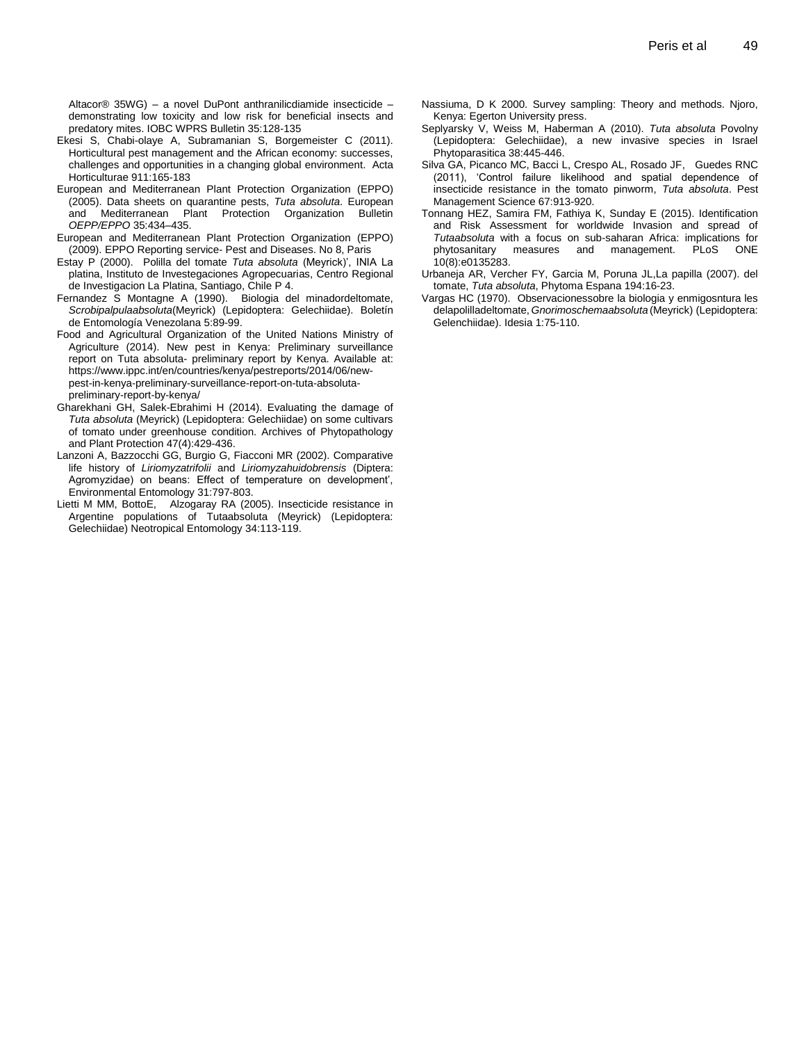Altacor® 35WG) – a novel DuPont anthranilicdiamide insecticide – demonstrating low toxicity and low risk for beneficial insects and predatory mites. IOBC WPRS Bulletin 35:128-135

Ekesi S, Chabi-olaye A, Subramanian S, Borgemeister C (2011). Horticultural pest management and the African economy: successes, challenges and opportunities in a changing global environment. Acta Horticulturae 911:165-183

European and Mediterranean Plant Protection Organization (EPPO) (2005). Data sheets on quarantine pests, *Tuta absoluta*. European and Mediterranean Plant Protection Organization Bulletin *OEPP/EPPO* 35:434–435.

European and Mediterranean Plant Protection Organization (EPPO) (2009). EPPO Reporting service- Pest and Diseases. No 8, Paris

Estay P (2000). Polilla del tomate *Tuta absoluta* (Meyrick)', INIA La platina, Instituto de Investegaciones Agropecuarias, Centro Regional de Investigacion La Platina, Santiago, Chile P 4.

Fernandez S Montagne A (1990). Biologia del minadordeltomate, *Scrobipalpulaabsoluta*(Meyrick) (Lepidoptera: Gelechiidae). Boletín de Entomología Venezolana 5:89-99.

Food and Agricultural Organization of the United Nations Ministry of Agriculture (2014). New pest in Kenya: Preliminary surveillance report on Tuta absoluta- preliminary report by Kenya. Available at: https://www.ippc.int/en/countries/kenya/pestreports/2014/06/new-pest-in-kenya-preliminary-surveillance-report-on-tuta-absoluta-preliminary-report-by-kenya/

Gharekhani GH, Salek-Ebrahimi H (2014). Evaluating the damage of *Tuta absoluta* (Meyrick) (Lepidoptera: Gelechiidae) on some cultivars of tomato under greenhouse condition. Archives of Phytopathology and Plant Protection 47(4):429-436.

Lanzoni A, Bazzocchi GG, Burgio G, Fiacconi MR (2002). Comparative life history of *Liriomyzatrifolii* and *Liriomyzahuidobrensis* (Diptera: Agromyzidae) on beans: Effect of temperature on development', Environmental Entomology 31:797-803.

Lietti M MM, BottoE, Alzogaray RA (2005). Insecticide resistance in Argentine populations of Tutaabsoluta (Meyrick) (Lepidoptera: Gelechiidae) Neotropical Entomology 34:113-119.

Nassiuma, D K 2000. Survey sampling: Theory and methods. Njoro, Kenya: Egerton University press.

Seplyarsky V, Weiss M, Haberman A (2010). *Tuta absoluta* Povolny (Lepidoptera: Gelechiidae), a new invasive species in Israel Phytoparasitica 38:445-446.

Silva GA, Picanco MC, Bacci L, Crespo AL, Rosado JF, Guedes RNC (2011), 'Control failure likelihood and spatial dependence of insecticide resistance in the tomato pinworm, *Tuta absoluta*. Pest Management Science 67:913-920.

Tonnang HEZ, Samira FM, Fathiya K, Sunday E (2015). Identification and Risk Assessment for worldwide Invasion and spread of *Tutaabsoluta* with a focus on sub-saharan Africa: implications for phytosanitary measures and management. PLoS ONE 10(8):e0135283.

Urbaneja AR, Vercher FY, Garcia M, Poruna JL,La papilla (2007). del tomate, *Tuta absoluta*, Phytoma Espana 194:16-23.

Vargas HC (1970). Observacionessobre la biologia y enmigosntura les delapolilladeltomate, *Gnorimoschemaabsoluta* (Meyrick) (Lepidoptera: Gelenchiidae). Idesia 1:75-110.